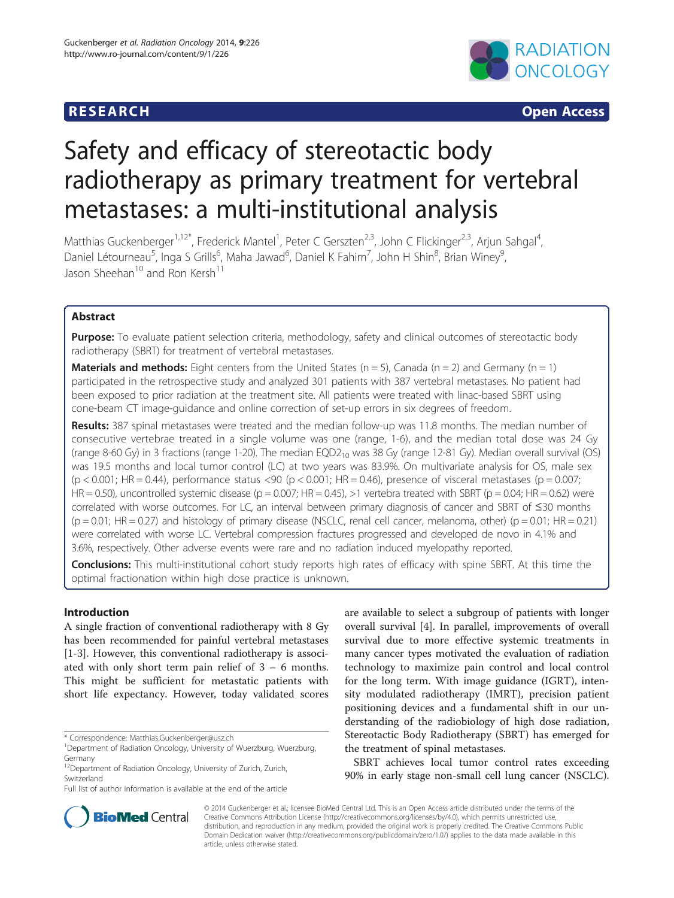RESEARCH Open Access

# Safety and efficacy of stereotactic body radiotherapy as primary treatment for vertebral metastases: a multi-institutional analysis

Matthias Guckenberger[1,12*], Frederick Mantel[1], Peter C Gerszten[2,3], John C Flickinger[2,3], Arjun Sahgal[4], Daniel Létourneau[5], Inga S Grills[6], Maha Jawad[6], Daniel K Fahim[7], John H Shin[8], Brian Winey[9], Jason Sheehan[10] and Ron Kersh[11]

## Abstract

**Purpose:** To evaluate patient selection criteria, methodology, safety and clinical outcomes of stereotactic body radiotherapy (SBRT) for treatment of vertebral metastases.

**Materials and methods:** Eight centers from the United States (n = 5), Canada (n = 2) and Germany (n = 1) participated in the retrospective study and analyzed 301 patients with 387 vertebral metastases. No patient had been exposed to prior radiation at the treatment site. All patients were treated with linac-based SBRT using cone-beam CT image-guidance and online correction of set-up errors in six degrees of freedom.

**Results:** 387 spinal metastases were treated and the median follow-up was 11.8 months. The median number of consecutive vertebrae treated in a single volume was one (range, 1-6), and the median total dose was 24 Gy (range 8-60 Gy) in 3 fractions (range 1-20). The median $EQD2_{10}$ was 38 Gy (range 12-81 Gy). Median overall survival (OS) was 19.5 months and local tumor control (LC) at two years was 83.9%. On multivariate analysis for OS, male sex ($p < 0.001$; HR = 0.44), performance status <90 ($p < 0.001$; HR = 0.46), presence of visceral metastases ($p = 0.007$; HR = 0.50), uncontrolled systemic disease ($p = 0.007$; HR = 0.45), >1 vertebra treated with SBRT ($p = 0.04$; HR = 0.62) were correlated with worse outcomes. For LC, an interval between primary diagnosis of cancer and SBRT of ≤30 months ($p = 0.01$; HR = 0.27) and histology of primary disease (NSCLC, renal cell cancer, melanoma, other) ($p = 0.01$; HR = 0.21) were correlated with worse LC. Vertebral compression fractures progressed and developed de novo in 4.1% and 3.6%, respectively. Other adverse events were rare and no radiation induced myelopathy reported.

**Conclusions:** This multi-institutional cohort study reports high rates of efficacy with spine SBRT. At this time the optimal fractionation within high dose practice is unknown.

## Introduction

A single fraction of conventional radiotherapy with 8 Gy has been recommended for painful vertebral metastases [1-3]. However, this conventional radiotherapy is associated with only short term pain relief of 3 – 6 months. This might be sufficient for metastatic patients with short life expectancy. However, today validated scores are available to select a subgroup of patients with longer overall survival [4]. In parallel, improvements of overall survival due to more effective systemic treatments in many cancer types motivated the evaluation of radiation technology to maximize pain control and local control for the long term. With image guidance (IGRT), intensity modulated radiotherapy (IMRT), precision patient positioning devices and a fundamental shift in our understanding of the radiobiology of high dose radiation, Stereotactic Body Radiotherapy (SBRT) has emerged for the treatment of spinal metastases.

SBRT achieves local tumor control rates exceeding 90% in early stage non-small cell lung cancer (NSCLC).

\* Correspondence: Matthias.Guckenberger@usz.ch
[1]Department of Radiation Oncology, University of Wuerzburg, Wuerzburg, Germany
[12]Department of Radiation Oncology, University of Zurich, Zurich, Switzerland
Full list of author information is available at the end of the article

© 2014 Guckenberger et al.; licensee BioMed Central Ltd. This is an Open Access article distributed under the terms of the Creative Commons Attribution License (http://creativecommons.org/licenses/by/4.0), which permits unrestricted use, distribution, and reproduction in any medium, provided the original work is properly credited. The Creative Commons Public Domain Dedication waiver (http://creativecommons.org/publicdomain/zero/1.0/) applies to the data made available in this article, unless otherwise stated.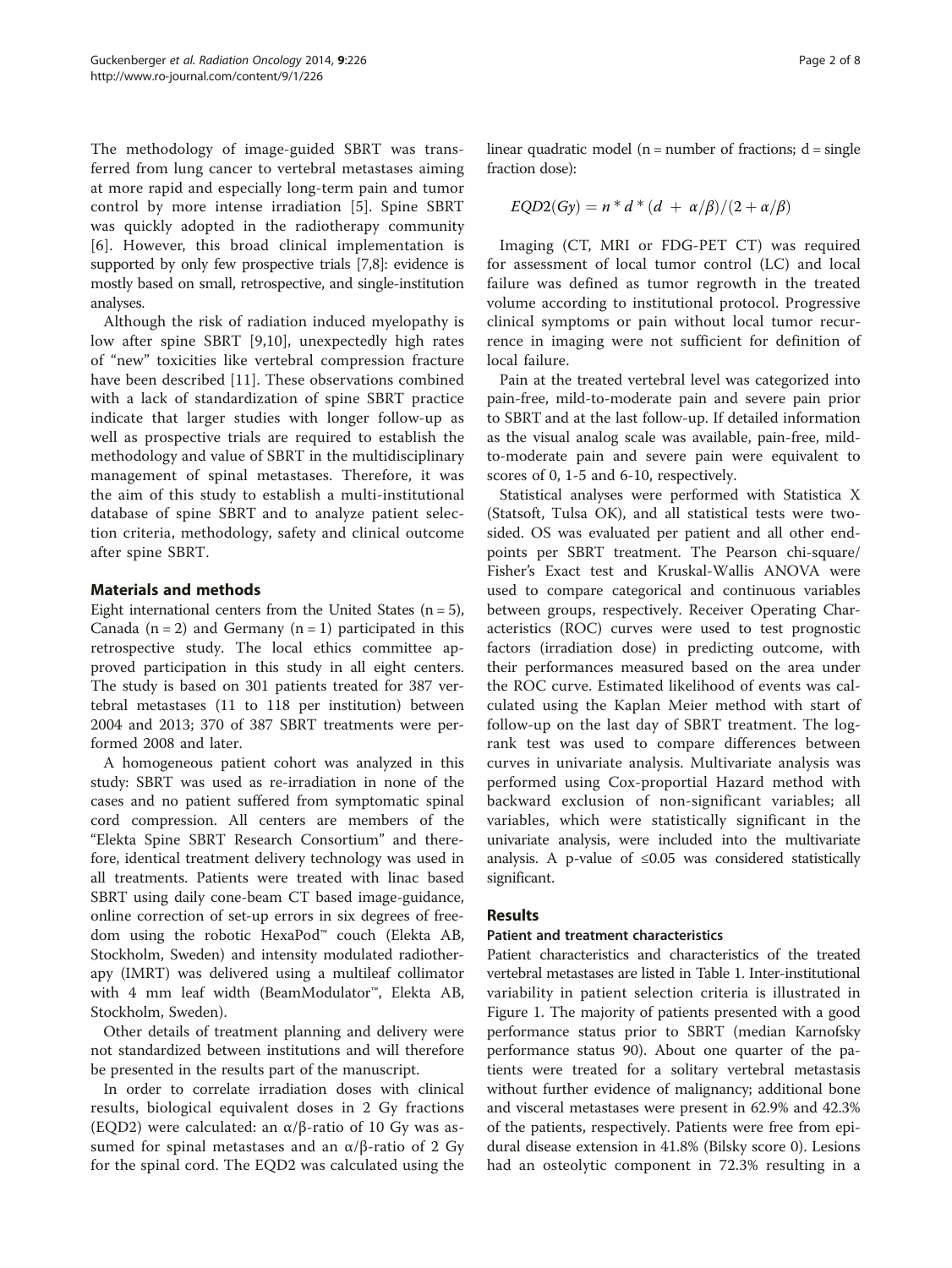The methodology of image-guided SBRT was transferred from lung cancer to vertebral metastases aiming at more rapid and especially long-term pain and tumor control by more intense irradiation [5]. Spine SBRT was quickly adopted in the radiotherapy community [6]. However, this broad clinical implementation is supported by only few prospective trials [7,8]: evidence is mostly based on small, retrospective, and single-institution analyses.

Although the risk of radiation induced myelopathy is low after spine SBRT [9,10], unexpectedly high rates of "new" toxicities like vertebral compression fracture have been described [11]. These observations combined with a lack of standardization of spine SBRT practice indicate that larger studies with longer follow-up as well as prospective trials are required to establish the methodology and value of SBRT in the multidisciplinary management of spinal metastases. Therefore, it was the aim of this study to establish a multi-institutional database of spine SBRT and to analyze patient selection criteria, methodology, safety and clinical outcome after spine SBRT.

## Materials and methods

Eight international centers from the United States (n = 5), Canada (n = 2) and Germany (n = 1) participated in this retrospective study. The local ethics committee approved participation in this study in all eight centers. The study is based on 301 patients treated for 387 vertebral metastases (11 to 118 per institution) between 2004 and 2013; 370 of 387 SBRT treatments were performed 2008 and later.

A homogeneous patient cohort was analyzed in this study: SBRT was used as re-irradiation in none of the cases and no patient suffered from symptomatic spinal cord compression. All centers are members of the "Elekta Spine SBRT Research Consortium" and therefore, identical treatment delivery technology was used in all treatments. Patients were treated with linac based SBRT using daily cone-beam CT based image-guidance, online correction of set-up errors in six degrees of freedom using the robotic HexaPod™ couch (Elekta AB, Stockholm, Sweden) and intensity modulated radiotherapy (IMRT) was delivered using a multileaf collimator with 4 mm leaf width (BeamModulator™, Elekta AB, Stockholm, Sweden).

Other details of treatment planning and delivery were not standardized between institutions and will therefore be presented in the results part of the manuscript.

In order to correlate irradiation doses with clinical results, biological equivalent doses in 2 Gy fractions (EQD2) were calculated: an $\alpha/\beta$-ratio of 10 Gy was assumed for spinal metastases and an $\alpha/\beta$-ratio of 2 Gy for the spinal cord. The EQD2 was calculated using the linear quadratic model (n = number of fractions; d = single fraction dose):

$$EQD2(Gy) = n * d * (d + \alpha/\beta)/(2 + \alpha/\beta)$$

Imaging (CT, MRI or FDG-PET CT) was required for assessment of local tumor control (LC) and local failure was defined as tumor regrowth in the treated volume according to institutional protocol. Progressive clinical symptoms or pain without local tumor recurrence in imaging were not sufficient for definition of local failure.

Pain at the treated vertebral level was categorized into pain-free, mild-to-moderate pain and severe pain prior to SBRT and at the last follow-up. If detailed information as the visual analog scale was available, pain-free, mild-to-moderate pain and severe pain were equivalent to scores of 0, 1-5 and 6-10, respectively.

Statistical analyses were performed with Statistica X (Statsoft, Tulsa OK), and all statistical tests were two-sided. OS was evaluated per patient and all other endpoints per SBRT treatment. The Pearson chi-square/Fisher's Exact test and Kruskal-Wallis ANOVA were used to compare categorical and continuous variables between groups, respectively. Receiver Operating Characteristics (ROC) curves were used to test prognostic factors (irradiation dose) in predicting outcome, with their performances measured based on the area under the ROC curve. Estimated likelihood of events was calculated using the Kaplan Meier method with start of follow-up on the last day of SBRT treatment. The log-rank test was used to compare differences between curves in univariate analysis. Multivariate analysis was performed using Cox-proportial Hazard method with backward exclusion of non-significant variables; all variables, which were statistically significant in the univariate analysis, were included into the multivariate analysis. A p-value of ≤0.05 was considered statistically significant.

## Results

### Patient and treatment characteristics

Patient characteristics and characteristics of the treated vertebral metastases are listed in Table 1. Inter-institutional variability in patient selection criteria is illustrated in Figure 1. The majority of patients presented with a good performance status prior to SBRT (median Karnofsky performance status 90). About one quarter of the patients were treated for a solitary vertebral metastasis without further evidence of malignancy; additional bone and visceral metastases were present in 62.9% and 42.3% of the patients, respectively. Patients were free from epidural disease extension in 41.8% (Bilsky score 0). Lesions had an osteolytic component in 72.3% resulting in a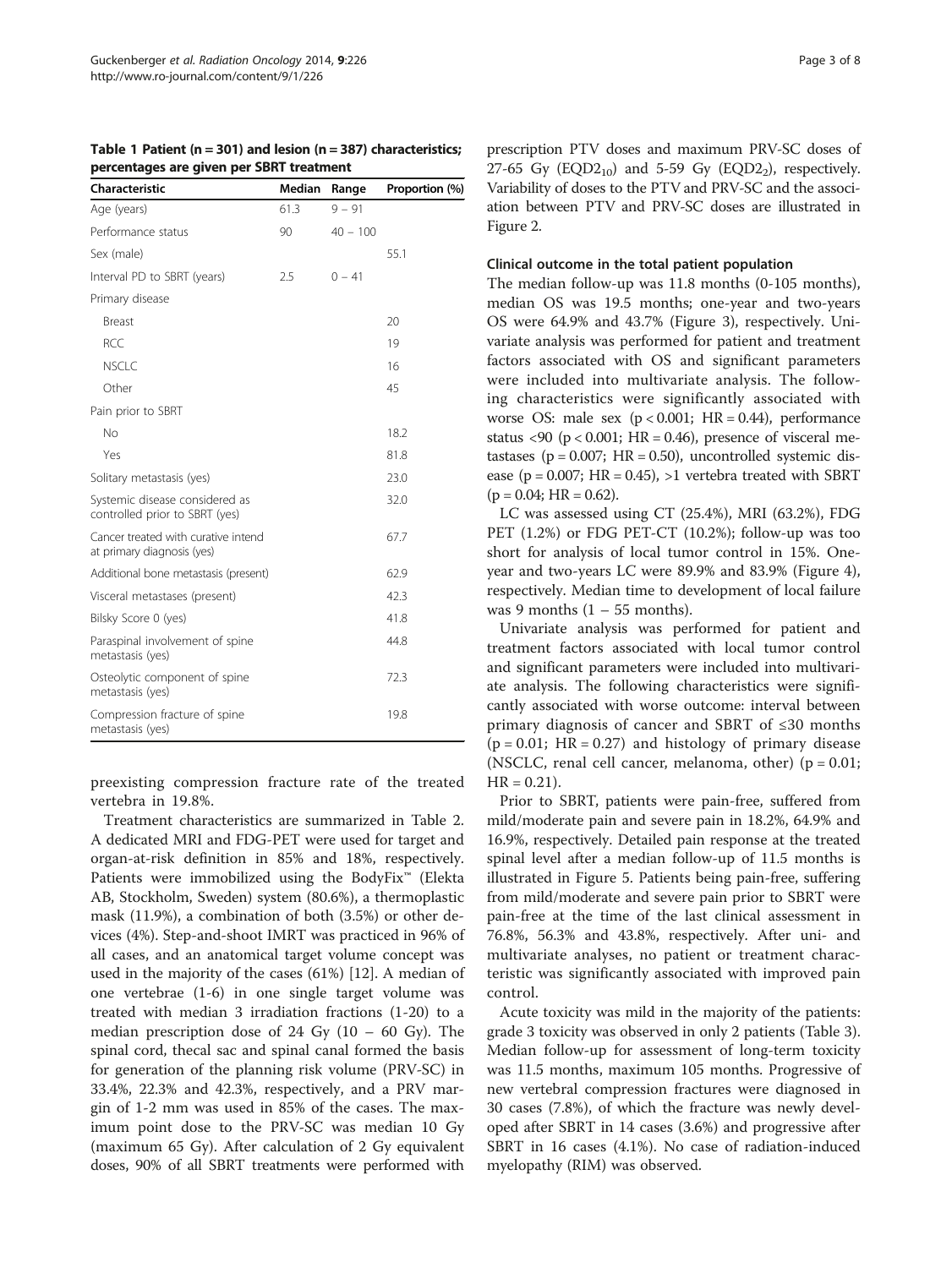**Table 1 Patient (n = 301) and lesion (n = 387) characteristics; percentages are given per SBRT treatment**

| Characteristic | Median | Range | Proportion (%) |
|---|---|---|---|
| Age (years) | 61.3 | 9 – 91 | |
| Performance status | 90 | 40 – 100 | |
| Sex (male) | | | 55.1 |
| Interval PD to SBRT (years) | 2.5 | 0 – 41 | |
| Primary disease | | | |
| Breast | | | 20 |
| RCC | | | 19 |
| NSCLC | | | 16 |
| Other | | | 45 |
| Pain prior to SBRT | | | |
| No | | | 18.2 |
| Yes | | | 81.8 |
| Solitary metastasis (yes) | | | 23.0 |
| Systemic disease considered as controlled prior to SBRT (yes) | | | 32.0 |
| Cancer treated with curative intend at primary diagnosis (yes) | | | 67.7 |
| Additional bone metastasis (present) | | | 62.9 |
| Visceral metastases (present) | | | 42.3 |
| Bilsky Score 0 (yes) | | | 41.8 |
| Paraspinal involvement of spine metastasis (yes) | | | 44.8 |
| Osteolytic component of spine metastasis (yes) | | | 72.3 |
| Compression fracture of spine metastasis (yes) | | | 19.8 |

preexisting compression fracture rate of the treated vertebra in 19.8%.

Treatment characteristics are summarized in Table 2. A dedicated MRI and FDG-PET were used for target and organ-at-risk definition in 85% and 18%, respectively. Patients were immobilized using the BodyFix™ (Elekta AB, Stockholm, Sweden) system (80.6%), a thermoplastic mask (11.9%), a combination of both (3.5%) or other devices (4%). Step-and-shoot IMRT was practiced in 96% of all cases, and an anatomical target volume concept was used in the majority of the cases (61%) [12]. A median of one vertebrae (1-6) in one single target volume was treated with median 3 irradiation fractions (1-20) to a median prescription dose of 24 Gy (10 – 60 Gy). The spinal cord, thecal sac and spinal canal formed the basis for generation of the planning risk volume (PRV-SC) in 33.4%, 22.3% and 42.3%, respectively, and a PRV margin of 1-2 mm was used in 85% of the cases. The maximum point dose to the PRV-SC was median 10 Gy (maximum 65 Gy). After calculation of 2 Gy equivalent doses, 90% of all SBRT treatments were performed with prescription PTV doses and maximum PRV-SC doses of 27-65 Gy ($EQD2_{10}$) and 5-59 Gy ($EQD2_2$), respectively. Variability of doses to the PTV and PRV-SC and the association between PTV and PRV-SC doses are illustrated in Figure 2.

### Clinical outcome in the total patient population

The median follow-up was 11.8 months (0-105 months), median OS was 19.5 months; one-year and two-years OS were 64.9% and 43.7% (Figure 3), respectively. Univariate analysis was performed for patient and treatment factors associated with OS and significant parameters were included into multivariate analysis. The following characteristics were significantly associated with worse OS: male sex ($p < 0.001$; HR = 0.44), performance status <90 ($p < 0.001$; HR = 0.46), presence of visceral metastases ($p = 0.007$; HR = 0.50), uncontrolled systemic disease ($p = 0.007$; HR = 0.45), >1 vertebra treated with SBRT ($p = 0.04$; HR = 0.62).

LC was assessed using CT (25.4%), MRI (63.2%), FDG PET (1.2%) or FDG PET-CT (10.2%); follow-up was too short for analysis of local tumor control in 15%. One-year and two-years LC were 89.9% and 83.9% (Figure 4), respectively. Median time to development of local failure was 9 months (1 – 55 months).

Univariate analysis was performed for patient and treatment factors associated with local tumor control and significant parameters were included into multivariate analysis. The following characteristics were significantly associated with worse outcome: interval between primary diagnosis of cancer and SBRT of ≤30 months ($p = 0.01$; HR = 0.27) and histology of primary disease (NSCLC, renal cell cancer, melanoma, other) ($p = 0.01$; HR = 0.21).

Prior to SBRT, patients were pain-free, suffered from mild/moderate pain and severe pain in 18.2%, 64.9% and 16.9%, respectively. Detailed pain response at the treated spinal level after a median follow-up of 11.5 months is illustrated in Figure 5. Patients being pain-free, suffering from mild/moderate and severe pain prior to SBRT were pain-free at the time of the last clinical assessment in 76.8%, 56.3% and 43.8%, respectively. After uni- and multivariate analyses, no patient or treatment characteristic was significantly associated with improved pain control.

Acute toxicity was mild in the majority of the patients: grade 3 toxicity was observed in only 2 patients (Table 3). Median follow-up for assessment of long-term toxicity was 11.5 months, maximum 105 months. Progressive of new vertebral compression fractures were diagnosed in 30 cases (7.8%), of which the fracture was newly developed after SBRT in 14 cases (3.6%) and progressive after SBRT in 16 cases (4.1%). No case of radiation-induced myelopathy (RIM) was observed.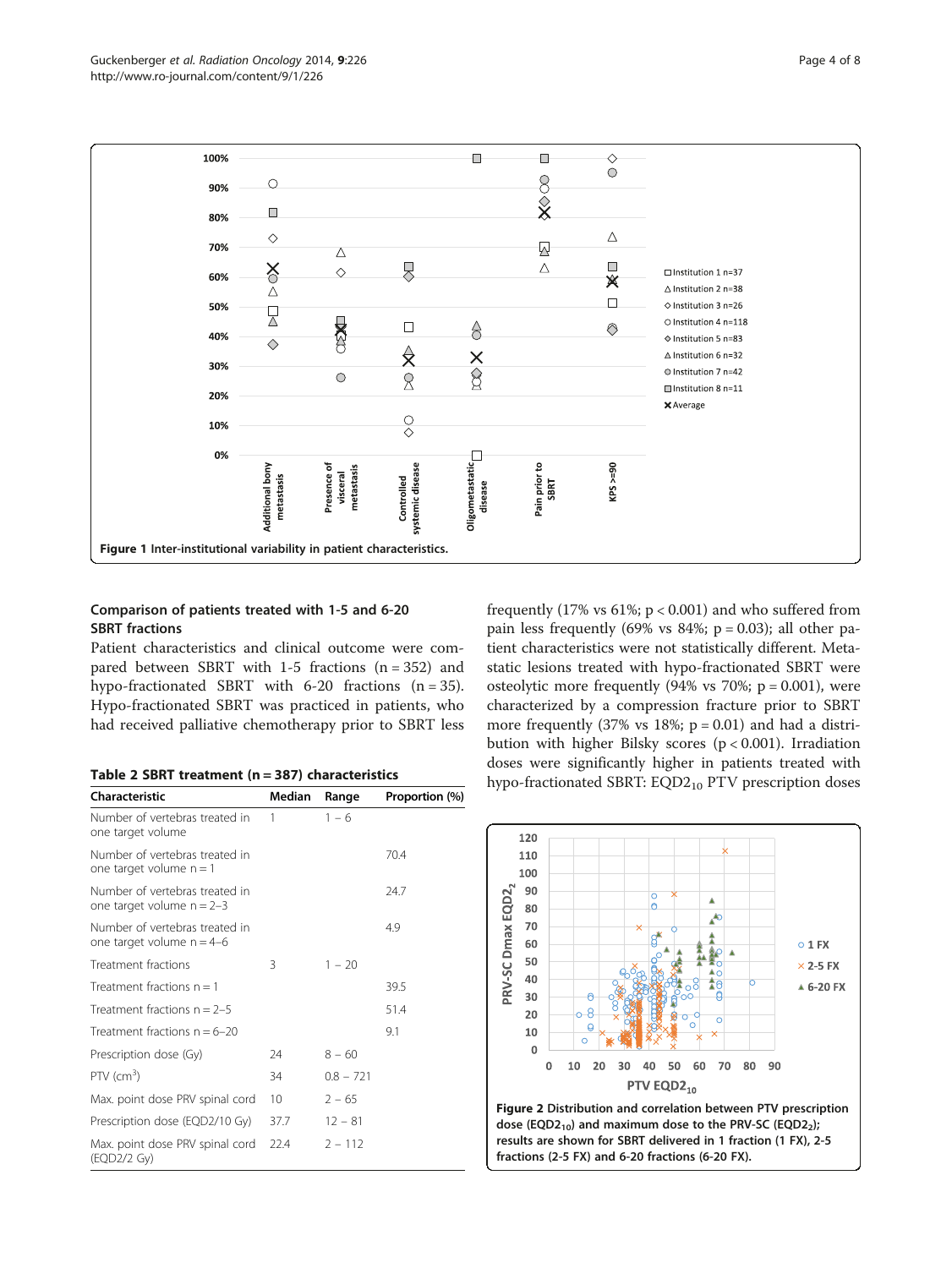Figure 1 Inter-institutional variability in patient characteristics.

## Comparison of patients treated with 1-5 and 6-20 SBRT fractions

Patient characteristics and clinical outcome were compared between SBRT with 1-5 fractions (n = 352) and hypo-fractionated SBRT with 6-20 fractions (n = 35). Hypo-fractionated SBRT was practiced in patients, who had received palliative chemotherapy prior to SBRT less frequently (17% vs 61%; p < 0.001) and who suffered from pain less frequently (69% vs 84%; p = 0.03); all other patient characteristics were not statistically different. Metastatic lesions treated with hypo-fractionated SBRT were osteolytic more frequently (94% vs 70%; p = 0.001), were characterized by a compression fracture prior to SBRT more frequently (37% vs 18%; p = 0.01) and had a distribution with higher Bilsky scores (p < 0.001). Irradiation doses were significantly higher in patients treated with hypo-fractionated SBRT: $EQD2_{10}$ PTV prescription doses

**Table 2 SBRT treatment (n = 387) characteristics**

| Characteristic | Median | Range | Proportion (%) |
|---|---|---|---|
| Number of vertebras treated in one target volume | 1 | 1 – 6 | |
| Number of vertebras treated in one target volume n = 1 | | | 70.4 |
| Number of vertebras treated in one target volume n = 2–3 | | | 24.7 |
| Number of vertebras treated in one target volume n = 4–6 | | | 4.9 |
| Treatment fractions | 3 | 1 – 20 | |
| Treatment fractions n = 1 | | | 39.5 |
| Treatment fractions n = 2–5 | | | 51.4 |
| Treatment fractions n = 6–20 | | | 9.1 |
| Prescription dose (Gy) | 24 | 8 – 60 | |
| PTV ($cm^3$) | 34 | 0.8 – 721 | |
| Max. point dose PRV spinal cord | 10 | 2 – 65 | |
| Prescription dose (EQD2/10 Gy) | 37.7 | 12 – 81 | |
| Max. point dose PRV spinal cord (EQD2/2 Gy) | 22.4 | 2 – 112 | |

Figure 2 Distribution and correlation between PTV prescription dose ($EQD2_{10}$) and maximum dose to the PRV-SC ($EQD2_2$); results are shown for SBRT delivered in 1 fraction (1 FX), 2-5 fractions (2-5 FX) and 6-20 fractions (6-20 FX).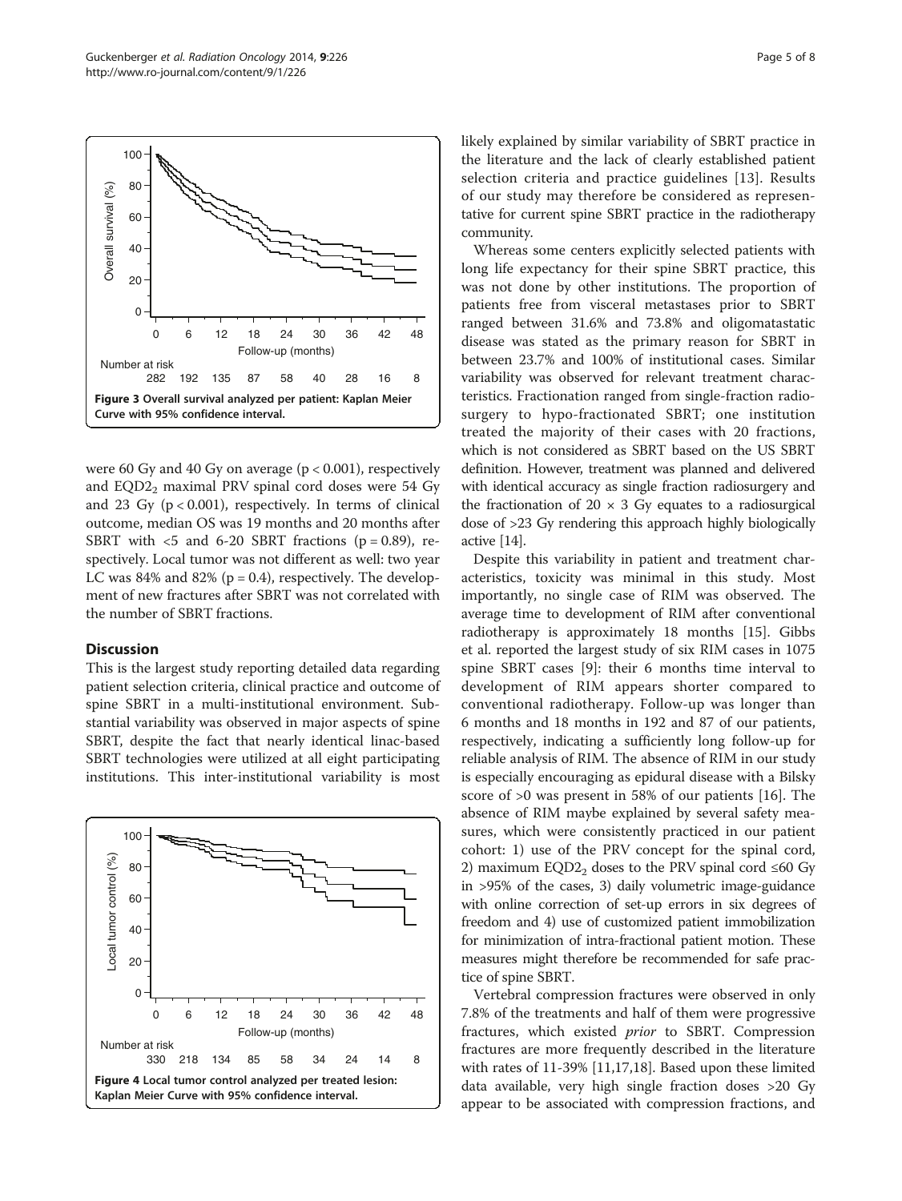Figure 3 Overall survival analyzed per patient: Kaplan Meier Curve with 95% confidence interval.

were 60 Gy and 40 Gy on average ($p < 0.001$), respectively and $EQD2_2$ maximal PRV spinal cord doses were 54 Gy and 23 Gy ($p < 0.001$), respectively. In terms of clinical outcome, median OS was 19 months and 20 months after SBRT with <5 and 6-20 SBRT fractions ($p = 0.89$), respectively. Local tumor was not different as well: two year LC was 84% and 82% ($p = 0.4$), respectively. The development of new fractures after SBRT was not correlated with the number of SBRT fractions.

## Discussion

This is the largest study reporting detailed data regarding patient selection criteria, clinical practice and outcome of spine SBRT in a multi-institutional environment. Substantial variability was observed in major aspects of spine SBRT, despite the fact that nearly identical linac-based SBRT technologies were utilized at all eight participating institutions. This inter-institutional variability is most likely explained by similar variability of SBRT practice in the literature and the lack of clearly established patient selection criteria and practice guidelines [13]. Results of our study may therefore be considered as representative for current spine SBRT practice in the radiotherapy community.

Figure 4 Local tumor control analyzed per treated lesion: Kaplan Meier Curve with 95% confidence interval.

Whereas some centers explicitly selected patients with long life expectancy for their spine SBRT practice, this was not done by other institutions. The proportion of patients free from visceral metastases prior to SBRT ranged between 31.6% and 73.8% and oligomatastatic disease was stated as the primary reason for SBRT in between 23.7% and 100% of institutional cases. Similar variability was observed for relevant treatment characteristics. Fractionation ranged from single-fraction radiosurgery to hypo-fractionated SBRT; one institution treated the majority of their cases with 20 fractions, which is not considered as SBRT based on the US SBRT definition. However, treatment was planned and delivered with identical accuracy as single fraction radiosurgery and the fractionation of $20 \times 3$ Gy equates to a radiosurgical dose of >23 Gy rendering this approach highly biologically active [14].

Despite this variability in patient and treatment characteristics, toxicity was minimal in this study. Most importantly, no single case of RIM was observed. The average time to development of RIM after conventional radiotherapy is approximately 18 months [15]. Gibbs et al. reported the largest study of six RIM cases in 1075 spine SBRT cases [9]: their 6 months time interval to development of RIM appears shorter compared to conventional radiotherapy. Follow-up was longer than 6 months and 18 months in 192 and 87 of our patients, respectively, indicating a sufficiently long follow-up for reliable analysis of RIM. The absence of RIM in our study is especially encouraging as epidural disease with a Bilsky score of >0 was present in 58% of our patients [16]. The absence of RIM maybe explained by several safety measures, which were consistently practiced in our patient cohort: 1) use of the PRV concept for the spinal cord, 2) maximum $EQD2_2$ doses to the PRV spinal cord ≤60 Gy in >95% of the cases, 3) daily volumetric image-guidance with online correction of set-up errors in six degrees of freedom and 4) use of customized patient immobilization for minimization of intra-fractional patient motion. These measures might therefore be recommended for safe practice of spine SBRT.

Vertebral compression fractures were observed in only 7.8% of the treatments and half of them were progressive fractures, which existed *prior* to SBRT. Compression fractures are more frequently described in the literature with rates of 11-39% [11,17,18]. Based upon these limited data available, very high single fraction doses >20 Gy appear to be associated with compression fractions, and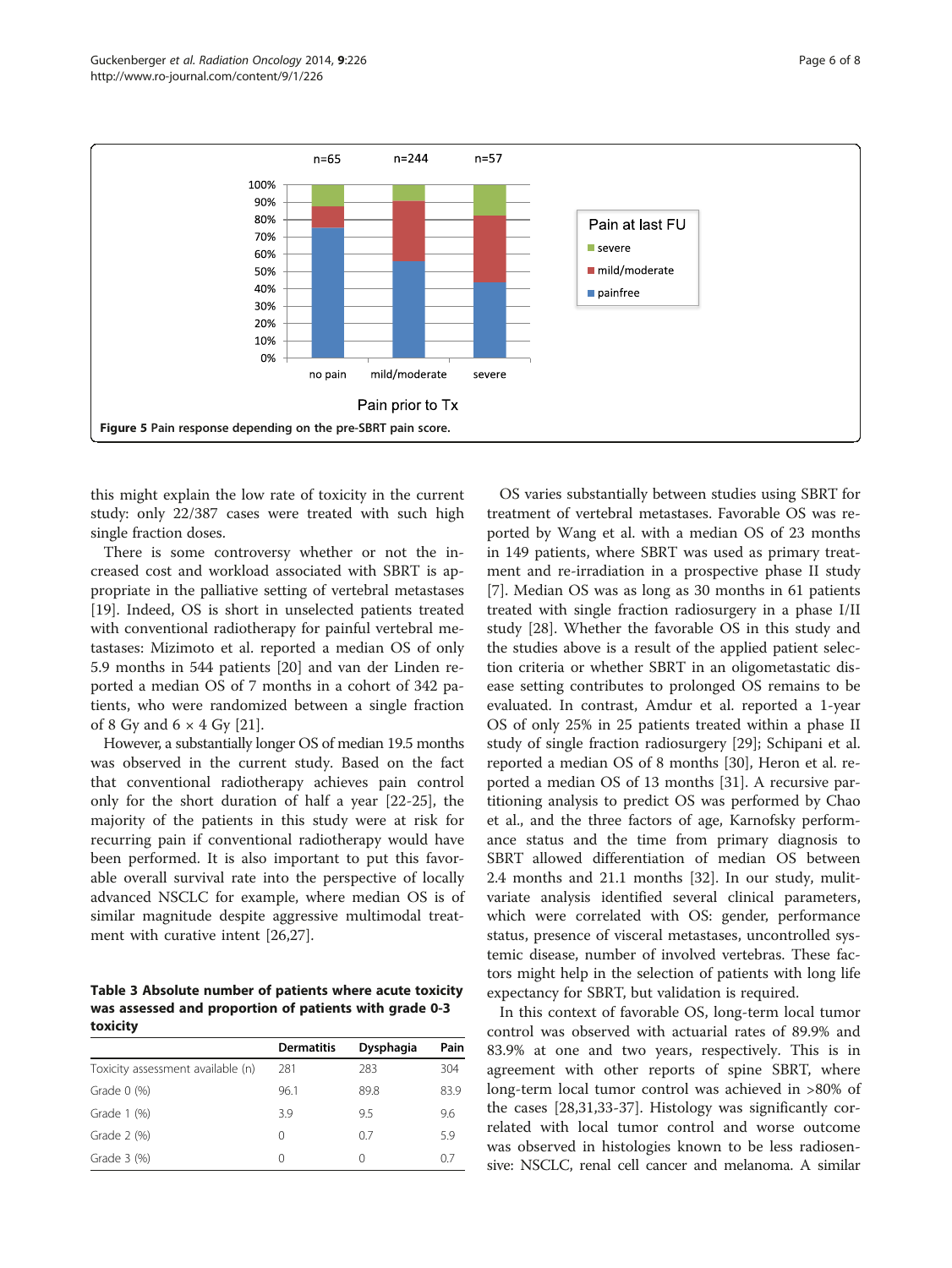Figure 5 Pain response depending on the pre-SBRT pain score.

this might explain the low rate of toxicity in the current study: only 22/387 cases were treated with such high single fraction doses.

There is some controversy whether or not the increased cost and workload associated with SBRT is appropriate in the palliative setting of vertebral metastases [19]. Indeed, OS is short in unselected patients treated with conventional radiotherapy for painful vertebral metastases: Mizimoto et al. reported a median OS of only 5.9 months in 544 patients [20] and van der Linden reported a median OS of 7 months in a cohort of 342 patients, who were randomized between a single fraction of 8 Gy and 6 × 4 Gy [21].

However, a substantially longer OS of median 19.5 months was observed in the current study. Based on the fact that conventional radiotherapy achieves pain control only for the short duration of half a year [22-25], the majority of the patients in this study were at risk for recurring pain if conventional radiotherapy would have been performed. It is also important to put this favorable overall survival rate into the perspective of locally advanced NSCLC for example, where median OS is of similar magnitude despite aggressive multimodal treatment with curative intent [26,27].

**Table 3 Absolute number of patients where acute toxicity was assessed and proportion of patients with grade 0-3 toxicity**

| | Dermatitis | Dysphagia | Pain |
|---|---|---|---|
| Toxicity assessment available (n) | 281 | 283 | 304 |
| Grade 0 (%) | 96.1 | 89.8 | 83.9 |
| Grade 1 (%) | 3.9 | 9.5 | 9.6 |
| Grade 2 (%) | 0 | 0.7 | 5.9 |
| Grade 3 (%) | 0 | 0 | 0.7 |

OS varies substantially between studies using SBRT for treatment of vertebral metastases. Favorable OS was reported by Wang et al. with a median OS of 23 months in 149 patients, where SBRT was used as primary treatment and re-irradiation in a prospective phase II study [7]. Median OS was as long as 30 months in 61 patients treated with single fraction radiosurgery in a phase I/II study [28]. Whether the favorable OS in this study and the studies above is a result of the applied patient selection criteria or whether SBRT in an oligometastatic disease setting contributes to prolonged OS remains to be evaluated. In contrast, Amdur et al. reported a 1-year OS of only 25% in 25 patients treated within a phase II study of single fraction radiosurgery [29]; Schipani et al. reported a median OS of 8 months [30], Heron et al. reported a median OS of 13 months [31]. A recursive partitioning analysis to predict OS was performed by Chao et al., and the three factors of age, Karnofsky performance status and the time from primary diagnosis to SBRT allowed differentiation of median OS between 2.4 months and 21.1 months [32]. In our study, mulitvariate analysis identified several clinical parameters, which were correlated with OS: gender, performance status, presence of visceral metastases, uncontrolled systemic disease, number of involved vertebras. These factors might help in the selection of patients with long life expectancy for SBRT, but validation is required.

In this context of favorable OS, long-term local tumor control was observed with actuarial rates of 89.9% and 83.9% at one and two years, respectively. This is in agreement with other reports of spine SBRT, where long-term local tumor control was achieved in >80% of the cases [28,31,33-37]. Histology was significantly correlated with local tumor control and worse outcome was observed in histologies known to be less radiosensitive: NSCLC, renal cell cancer and melanoma. A similar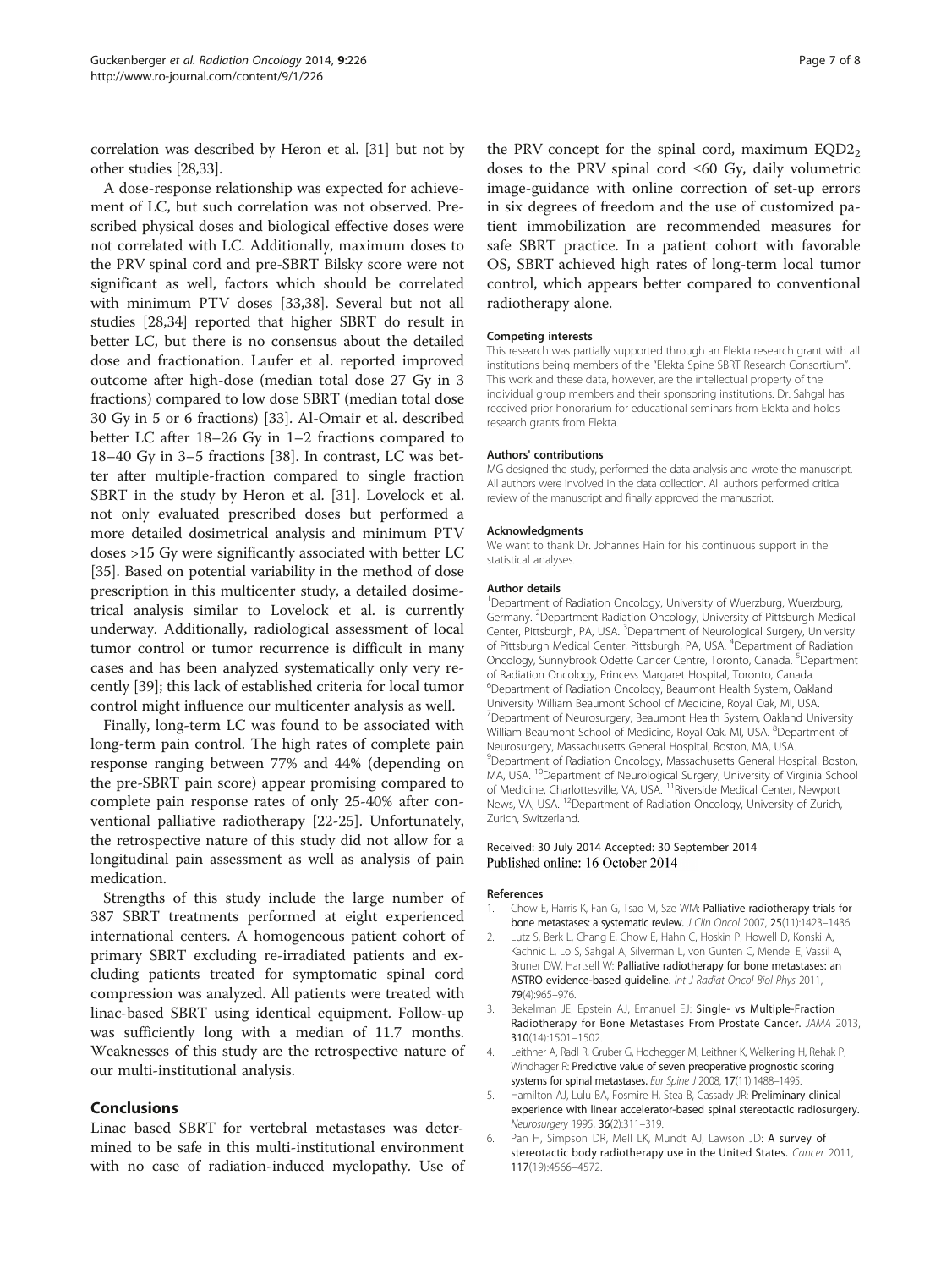correlation was described by Heron et al. [31] but not by other studies [28,33].

A dose-response relationship was expected for achievement of LC, but such correlation was not observed. Prescribed physical doses and biological effective doses were not correlated with LC. Additionally, maximum doses to the PRV spinal cord and pre-SBRT Bilsky score were not significant as well, factors which should be correlated with minimum PTV doses [33,38]. Several but not all studies [28,34] reported that higher SBRT do result in better LC, but there is no consensus about the detailed dose and fractionation. Laufer et al. reported improved outcome after high-dose (median total dose 27 Gy in 3 fractions) compared to low dose SBRT (median total dose 30 Gy in 5 or 6 fractions) [33]. Al-Omair et al. described better LC after 18–26 Gy in 1–2 fractions compared to 18–40 Gy in 3–5 fractions [38]. In contrast, LC was better after multiple-fraction compared to single fraction SBRT in the study by Heron et al. [31]. Lovelock et al. not only evaluated prescribed doses but performed a more detailed dosimetrical analysis and minimum PTV doses >15 Gy were significantly associated with better LC [35]. Based on potential variability in the method of dose prescription in this multicenter study, a detailed dosimetrical analysis similar to Lovelock et al. is currently underway. Additionally, radiological assessment of local tumor control or tumor recurrence is difficult in many cases and has been analyzed systematically only very recently [39]; this lack of established criteria for local tumor control might influence our multicenter analysis as well.

Finally, long-term LC was found to be associated with long-term pain control. The high rates of complete pain response ranging between 77% and 44% (depending on the pre-SBRT pain score) appear promising compared to complete pain response rates of only 25-40% after conventional palliative radiotherapy [22-25]. Unfortunately, the retrospective nature of this study did not allow for a longitudinal pain assessment as well as analysis of pain medication.

Strengths of this study include the large number of 387 SBRT treatments performed at eight experienced international centers. A homogeneous patient cohort of primary SBRT excluding re-irradiated patients and excluding patients treated for symptomatic spinal cord compression was analyzed. All patients were treated with linac-based SBRT using identical equipment. Follow-up was sufficiently long with a median of 11.7 months. Weaknesses of this study are the retrospective nature of our multi-institutional analysis.

## Conclusions

Linac based SBRT for vertebral metastases was determined to be safe in this multi-institutional environment with no case of radiation-induced myelopathy. Use of the PRV concept for the spinal cord, maximum $EQD2_2$ doses to the PRV spinal cord ≤60 Gy, daily volumetric image-guidance with online correction of set-up errors in six degrees of freedom and the use of customized patient immobilization are recommended measures for safe SBRT practice. In a patient cohort with favorable OS, SBRT achieved high rates of long-term local tumor control, which appears better compared to conventional radiotherapy alone.

#### Competing interests

This research was partially supported through an Elekta research grant with all institutions being members of the "Elekta Spine SBRT Research Consortium". This work and these data, however, are the intellectual property of the individual group members and their sponsoring institutions. Dr. Sahgal has received prior honorarium for educational seminars from Elekta and holds research grants from Elekta.

#### Authors' contributions

MG designed the study, performed the data analysis and wrote the manuscript. All authors were involved in the data collection. All authors performed critical review of the manuscript and finally approved the manuscript.

#### Acknowledgments

We want to thank Dr. Johannes Hain for his continuous support in the statistical analyses.

#### Author details

[1]Department of Radiation Oncology, University of Wuerzburg, Wuerzburg, Germany. [2]Department Radiation Oncology, University of Pittsburgh Medical Center, Pittsburgh, PA, USA. [3]Department of Neurological Surgery, University of Pittsburgh Medical Center, Pittsburgh, PA, USA. [4]Department of Radiation Oncology, Sunnybrook Odette Cancer Centre, Toronto, Canada. [5]Department of Radiation Oncology, Princess Margaret Hospital, Toronto, Canada. [6]Department of Radiation Oncology, Beaumont Health System, Oakland University William Beaumont School of Medicine, Royal Oak, MI, USA. [7]Department of Neurosurgery, Beaumont Health System, Oakland University William Beaumont School of Medicine, Royal Oak, MI, USA. [8]Department of Neurosurgery, Massachusetts General Hospital, Boston, MA, USA. [9]Department of Radiation Oncology, Massachusetts General Hospital, Boston, MA, USA. [10]Department of Neurological Surgery, University of Virginia School of Medicine, Charlottesville, VA, USA. [11]Riverside Medical Center, Newport News, VA, USA. [12]Department of Radiation Oncology, University of Zurich, Zurich, Switzerland.

Received: 30 July 2014 Accepted: 30 September 2014
Published online: 16 October 2014

#### References

1. Chow E, Harris K, Fan G, Tsao M, Sze WM: **Palliative radiotherapy trials for bone metastases: a systematic review.** *J Clin Oncol* 2007, **25**(11):1423–1436.
2. Lutz S, Berk L, Chang E, Chow E, Hahn C, Hoskin P, Howell D, Konski A, Kachnic L, Lo S, Sahgal A, Silverman L, von Gunten C, Mendel E, Vassil A, Bruner DW, Hartsell W: **Palliative radiotherapy for bone metastases: an ASTRO evidence-based guideline.** *Int J Radiat Oncol Biol Phys* 2011, **79**(4):965–976.
3. Bekelman JE, Epstein AJ, Emanuel EJ: **Single- vs Multiple-Fraction Radiotherapy for Bone Metastases From Prostate Cancer.** *JAMA* 2013, **310**(14):1501–1502.
4. Leithner A, Radl R, Gruber G, Hochegger M, Leithner K, Welkerling H, Rehak P, Windhager R: **Predictive value of seven preoperative prognostic scoring systems for spinal metastases.** *Eur Spine J* 2008, **17**(11):1488–1495.
5. Hamilton AJ, Lulu BA, Fosmire H, Stea B, Cassady JR: **Preliminary clinical experience with linear accelerator-based spinal stereotactic radiosurgery.** *Neurosurgery* 1995, **36**(2):311–319.
6. Pan H, Simpson DR, Mell LK, Mundt AJ, Lawson JD: **A survey of stereotactic body radiotherapy use in the United States.** *Cancer* 2011, **117**(19):4566–4572.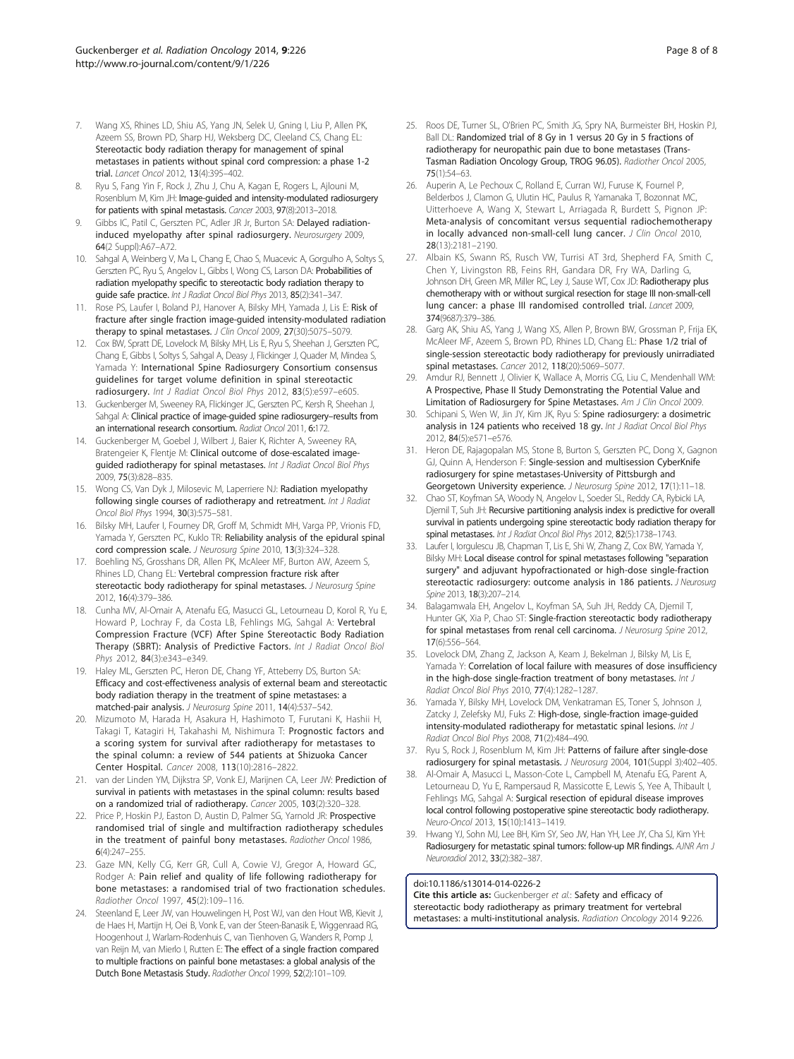7. Wang XS, Rhines LD, Shiu AS, Yang JN, Selek U, Gning I, Liu P, Allen PK, Azeem SS, Brown PD, Sharp HJ, Weksberg DC, Cleeland CS, Chang EL: Stereotactic body radiation therapy for management of spinal metastases in patients without spinal cord compression: a phase 1-2 trial. *Lancet Oncol* 2012, 13(4):395–402.
8. Ryu S, Fang Yin F, Rock J, Zhu J, Chu A, Kagan E, Rogers L, Ajlouni M, Rosenblum M, Kim JH: Image-guided and intensity-modulated radiosurgery for patients with spinal metastasis. *Cancer* 2003, 97(8):2013–2018.
9. Gibbs IC, Patil C, Gerszten PC, Adler JR Jr, Burton SA: Delayed radiation-induced myelopathy after spinal radiosurgery. *Neurosurgery* 2009, 64(2 Suppl):A67–A72.
10. Sahgal A, Weinberg V, Ma L, Chang E, Chao S, Muacevic A, Gorgulho A, Soltys S, Gerszten PC, Ryu S, Angelov L, Gibbs I, Wong CS, Larson DA: Probabilities of radiation myelopathy specific to stereotactic body radiation therapy to guide safe practice. *Int J Radiat Oncol Biol Phys* 2013, 85(2):341–347.
11. Rose PS, Laufer I, Boland PJ, Hanover A, Bilsky MH, Yamada J, Lis E: Risk of fracture after single fraction image-guided intensity-modulated radiation therapy to spinal metastases. *J Clin Oncol* 2009, 27(30):5075–5079.
12. Cox BW, Spratt DE, Lovelock M, Bilsky MH, Lis E, Ryu S, Sheehan J, Gerszten PC, Chang E, Gibbs I, Soltys S, Sahgal A, Deasy J, Flickinger J, Quader M, Mindea S, Yamada Y: International Spine Radiosurgery Consortium consensus guidelines for target volume definition in spinal stereotactic radiosurgery. *Int J Radiat Oncol Biol Phys* 2012, 83(5):e597–e605.
13. Guckenberger M, Sweeney RA, Flickinger JC, Gerszten PC, Kersh R, Sheehan J, Sahgal A: Clinical practice of image-guided spine radiosurgery–results from an international research consortium. *Radiat Oncol* 2011, 6:172.
14. Guckenberger M, Goebel J, Wilbert J, Baier K, Richter A, Sweeney RA, Bratengeier K, Flentje M: Clinical outcome of dose-escalated image-guided radiotherapy for spinal metastases. *Int J Radiat Oncol Biol Phys* 2009, 75(3):828–835.
15. Wong CS, Van Dyk J, Milosevic M, Laperriere NJ: Radiation myelopathy following single courses of radiotherapy and retreatment. *Int J Radiat Oncol Biol Phys* 1994, 30(3):575–581.
16. Bilsky MH, Laufer I, Fourney DR, Groff M, Schmidt MH, Varga PP, Vrionis FD, Yamada Y, Gerszten PC, Kuklo TR: Reliability analysis of the epidural spinal cord compression scale. *J Neurosurg Spine* 2010, 13(3):324–328.
17. Boehling NS, Grosshans DR, Allen PK, McAleer MF, Burton AW, Azeem S, Rhines LD, Chang EL: Vertebral compression fracture risk after stereotactic body radiotherapy for spinal metastases. *J Neurosurg Spine* 2012, 16(4):379–386.
18. Cunha MV, Al-Omair A, Atenafu EG, Masucci GL, Letourneau D, Korol R, Yu E, Howard P, Lochray F, da Costa LB, Fehlings MG, Sahgal A: Vertebral Compression Fracture (VCF) After Spine Stereotactic Body Radiation Therapy (SBRT): Analysis of Predictive Factors. *Int J Radiat Oncol Biol Phys* 2012, 84(3):e343–e349.
19. Haley ML, Gerszten PC, Heron DE, Chang YF, Atteberry DS, Burton SA: Efficacy and cost-effectiveness analysis of external beam and stereotactic body radiation therapy in the treatment of spine metastases: a matched-pair analysis. *J Neurosurg Spine* 2011, 14(4):537–542.
20. Mizumoto M, Harada H, Asakura H, Hashimoto T, Furutani K, Hashii H, Takagi T, Katagiri H, Takahashi M, Nishimura T: Prognostic factors and a scoring system for survival after radiotherapy for metastases to the spinal column: a review of 544 patients at Shizuoka Cancer Center Hospital. *Cancer* 2008, 113(10):2816–2822.
21. van der Linden YM, Dijkstra SP, Vonk EJ, Marijnen CA, Leer JW: Prediction of survival in patients with metastases in the spinal column: results based on a randomized trial of radiotherapy. *Cancer* 2005, 103(2):320–328.
22. Price P, Hoskin PJ, Easton D, Austin D, Palmer SG, Yarnold JR: Prospective randomised trial of single and multifraction radiotherapy schedules in the treatment of painful bony metastases. *Radiother Oncol* 1986, 6(4):247–255.
23. Gaze MN, Kelly CG, Kerr GR, Cull A, Cowie VJ, Gregor A, Howard GC, Rodger A: Pain relief and quality of life following radiotherapy for bone metastases: a randomised trial of two fractionation schedules. *Radiother Oncol* 1997, 45(2):109–116.
24. Steenland E, Leer JW, van Houwelingen H, Post WJ, van den Hout WB, Kievit J, de Haes H, Martijn H, Oei B, Vonk E, van der Steen-Banasik E, Wiggenraad RG, Hoogenhout J, Warlam-Rodenhuis C, van Tienhoven G, Wanders R, Pomp J, van Reijn M, van Mierlo I, Rutten E: The effect of a single fraction compared to multiple fractions on painful bone metastases: a global analysis of the Dutch Bone Metastasis Study. *Radiother Oncol* 1999, 52(2):101–109.
25. Roos DE, Turner SL, O'Brien PC, Smith JG, Spry NA, Burmeister BH, Hoskin PJ, Ball DL: Randomized trial of 8 Gy in 1 versus 20 Gy in 5 fractions of radiotherapy for neuropathic pain due to bone metastases (Trans-Tasman Radiation Oncology Group, TROG 96.05). *Radiother Oncol* 2005, 75(1):54–63.
26. Auperin A, Le Pechoux C, Rolland E, Curran WJ, Furuse K, Fournel P, Belderbos J, Clamon G, Ulutin HC, Paulus R, Yamanaka T, Bozonnat MC, Uitterhoeve A, Wang X, Stewart L, Arriagada R, Burdett S, Pignon JP: Meta-analysis of concomitant versus sequential radiochemotherapy in locally advanced non-small-cell lung cancer. *J Clin Oncol* 2010, 28(13):2181–2190.
27. Albain KS, Swann RS, Rusch VW, Turrisi AT 3rd, Shepherd FA, Smith C, Chen Y, Livingston RB, Feins RH, Gandara DR, Fry WA, Darling G, Johnson DH, Green MR, Miller RC, Ley J, Sause WT, Cox JD: Radiotherapy plus chemotherapy with or without surgical resection for stage III non-small-cell lung cancer: a phase III randomised controlled trial. *Lancet* 2009, 374(9687):379–386.
28. Garg AK, Shiu AS, Yang J, Wang XS, Allen P, Brown BW, Grossman P, Frija EK, McAleer MF, Azeem S, Brown PD, Rhines LD, Chang EL: Phase 1/2 trial of single-session stereotactic body radiotherapy for previously unirradiated spinal metastases. *Cancer* 2012, 118(20):5069–5077.
29. Amdur RJ, Bennett J, Olivier K, Wallace A, Morris CG, Liu C, Mendenhall WM: A Prospective, Phase II Study Demonstrating the Potential Value and Limitation of Radiosurgery for Spine Metastases. *Am J Clin Oncol* 2009.
30. Schipani S, Wen W, Jin JY, Kim JK, Ryu S: Spine radiosurgery: a dosimetric analysis in 124 patients who received 18 gy. *Int J Radiat Oncol Biol Phys* 2012, 84(5):e571–e576.
31. Heron DE, Rajagopalan MS, Stone B, Burton S, Gerszten PC, Dong X, Gagnon GJ, Quinn A, Henderson F: Single-session and multisession CyberKnife radiosurgery for spine metastases-University of Pittsburgh and Georgetown University experience. *J Neurosurg Spine* 2012, 17(1):11–18.
32. Chao ST, Koyfman SA, Woody N, Angelov L, Soeder SL, Reddy CA, Rybicki LA, Djemil T, Suh JH: Recursive partitioning analysis index is predictive for overall survival in patients undergoing spine stereotactic body radiation therapy for spinal metastases. *Int J Radiat Oncol Biol Phys* 2012, 82(5):1738–1743.
33. Laufer I, Iorgulescu JB, Chapman T, Lis E, Shi W, Zhang Z, Cox BW, Yamada Y, Bilsky MH: Local disease control for spinal metastases following "separation surgery" and adjuvant hypofractionated or high-dose single-fraction stereotactic radiosurgery: outcome analysis in 186 patients. *J Neurosurg Spine* 2013, 18(3):207–214.
34. Balagamwala EH, Angelov L, Koyfman SA, Suh JH, Reddy CA, Djemil T, Hunter GK, Xia P, Chao ST: Single-fraction stereotactic body radiotherapy for spinal metastases from renal cell carcinoma. *J Neurosurg Spine* 2012, 17(6):556–564.
35. Lovelock DM, Zhang Z, Jackson A, Keam J, Bekelman J, Bilsky M, Lis E, Yamada Y: Correlation of local failure with measures of dose insufficiency in the high-dose single-fraction treatment of bony metastases. *Int J Radiat Oncol Biol Phys* 2010, 77(4):1282–1287.
36. Yamada Y, Bilsky MH, Lovelock DM, Venkatraman ES, Toner S, Johnson J, Zatcky J, Zelefsky MJ, Fuks Z: High-dose, single-fraction image-guided intensity-modulated radiotherapy for metastatic spinal lesions. *Int J Radiat Oncol Biol Phys* 2008, 71(2):484–490.
37. Ryu S, Rock J, Rosenblum M, Kim JH: Patterns of failure after single-dose radiosurgery for spinal metastasis. *J Neurosurg* 2004, 101(Suppl 3):402–405.
38. Al-Omair A, Masucci L, Masson-Cote L, Campbell M, Atenafu EG, Parent A, Letourneau D, Yu E, Rampersaud R, Massicotte E, Lewis S, Yee A, Thibault I, Fehlings MG, Sahgal A: Surgical resection of epidural disease improves local control following postoperative spine stereotactic body radiotherapy. *Neuro-Oncol* 2013, 15(10):1413–1419.
39. Hwang YJ, Sohn MJ, Lee BH, Kim SY, Seo JW, Han YH, Lee JY, Cha SJ, Kim YH: Radiosurgery for metastatic spinal tumors: follow-up MR findings. *AJNR Am J Neuroradiol* 2012, 33(2):382–387.

doi:10.1186/s13014-014-0226-2

**Cite this article as:** Guckenberger *et al.*: Safety and efficacy of stereotactic body radiotherapy as primary treatment for vertebral metastases: a multi-institutional analysis. *Radiation Oncology* 2014 9:226.